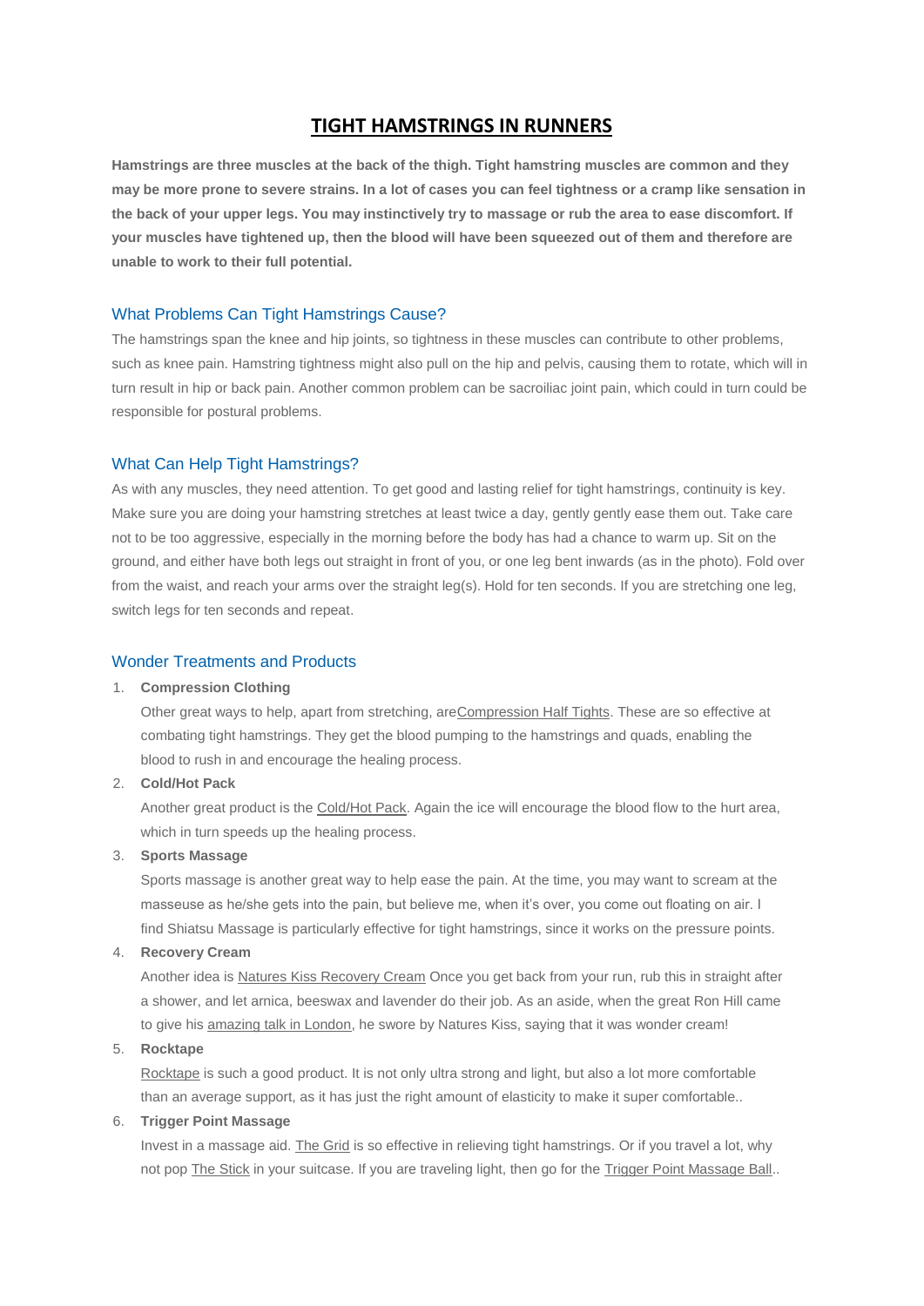# TIGHT HAMSTRINGS IN RUNNERS

**Hamstrings are three muscles at the back of the thigh. Tight hamstring muscles are common and they may be more prone to severe strains. In a lot of cases you can feel tightness or a cramp like sensation in the back of your upper legs. You may instinctively try to massage or rub the area to ease discomfort. If your muscles have tightened up, then the blood will have been squeezed out of them and therefore are unable to work to their full potential.**

## What Problems Can Tight Hamstrings Cause?

The hamstrings span the knee and hip joints, so tightness in these muscles can contribute to other problems, such as knee pain. Hamstring tightness might also pull on the hip and pelvis, causing them to rotate, which will in turn result in hip or back pain. Another common problem can be sacroiliac joint pain, which could in turn could be responsible for postural problems.

## What Can Help Tight Hamstrings?

As with any muscles, they need attention. To get good and lasting relief for tight hamstrings, continuity is key. Make sure you are doing your hamstring stretches at least twice a day, gently gently ease them out. Take care not to be too aggressive, especially in the morning before the body has had a chance to warm up. Sit on the ground, and either have both legs out straight in front of you, or one leg bent inwards (as in the photo). Fold over from the waist, and reach your arms over the straight leg(s). Hold for ten seconds. If you are stretching one leg, switch legs for ten seconds and repeat.

## Wonder Treatments and Products

1. **Compression Clothing**
   Other great ways to help, apart from stretching, areCompression Half Tights. These are so effective at combating tight hamstrings. They get the blood pumping to the hamstrings and quads, enabling the blood to rush in and encourage the healing process.
2. **Cold/Hot Pack**
   Another great product is the Cold/Hot Pack. Again the ice will encourage the blood flow to the hurt area, which in turn speeds up the healing process.
3. **Sports Massage**
   Sports massage is another great way to help ease the pain. At the time, you may want to scream at the masseuse as he/she gets into the pain, but believe me, when it's over, you come out floating on air. I find Shiatsu Massage is particularly effective for tight hamstrings, since it works on the pressure points.
4. **Recovery Cream**
   Another idea is Natures Kiss Recovery Cream Once you get back from your run, rub this in straight after a shower, and let arnica, beeswax and lavender do their job. As an aside, when the great Ron Hill came to give his amazing talk in London, he swore by Natures Kiss, saying that it was wonder cream!
5. **Rocktape**
   Rocktape is such a good product. It is not only ultra strong and light, but also a lot more comfortable than an average support, as it has just the right amount of elasticity to make it super comfortable..
6. **Trigger Point Massage**
   Invest in a massage aid. The Grid is so effective in relieving tight hamstrings. Or if you travel a lot, why not pop The Stick in your suitcase. If you are traveling light, then go for the Trigger Point Massage Ball..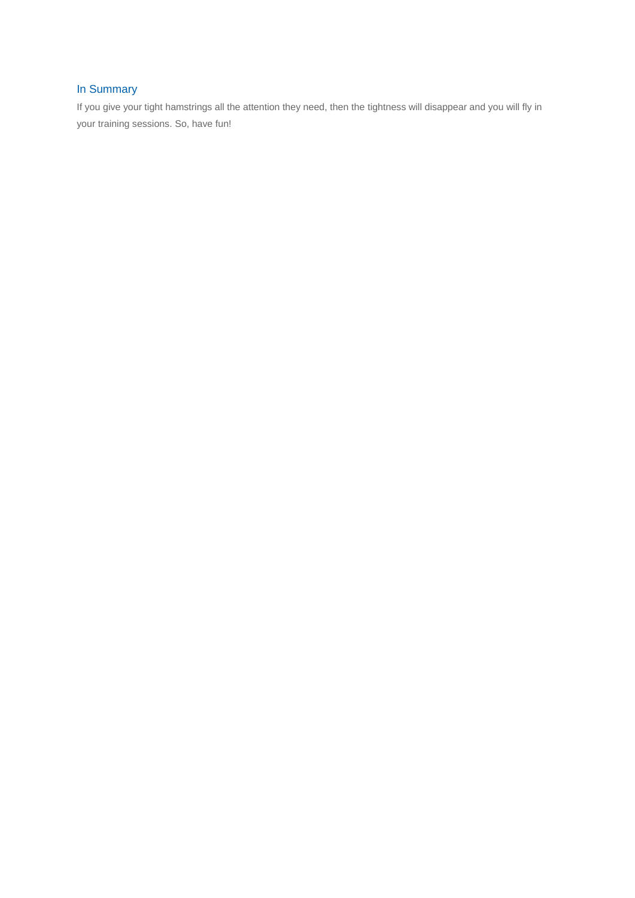## In Summary

If you give your tight hamstrings all the attention they need, then the tightness will disappear and you will fly in your training sessions. So, have fun!